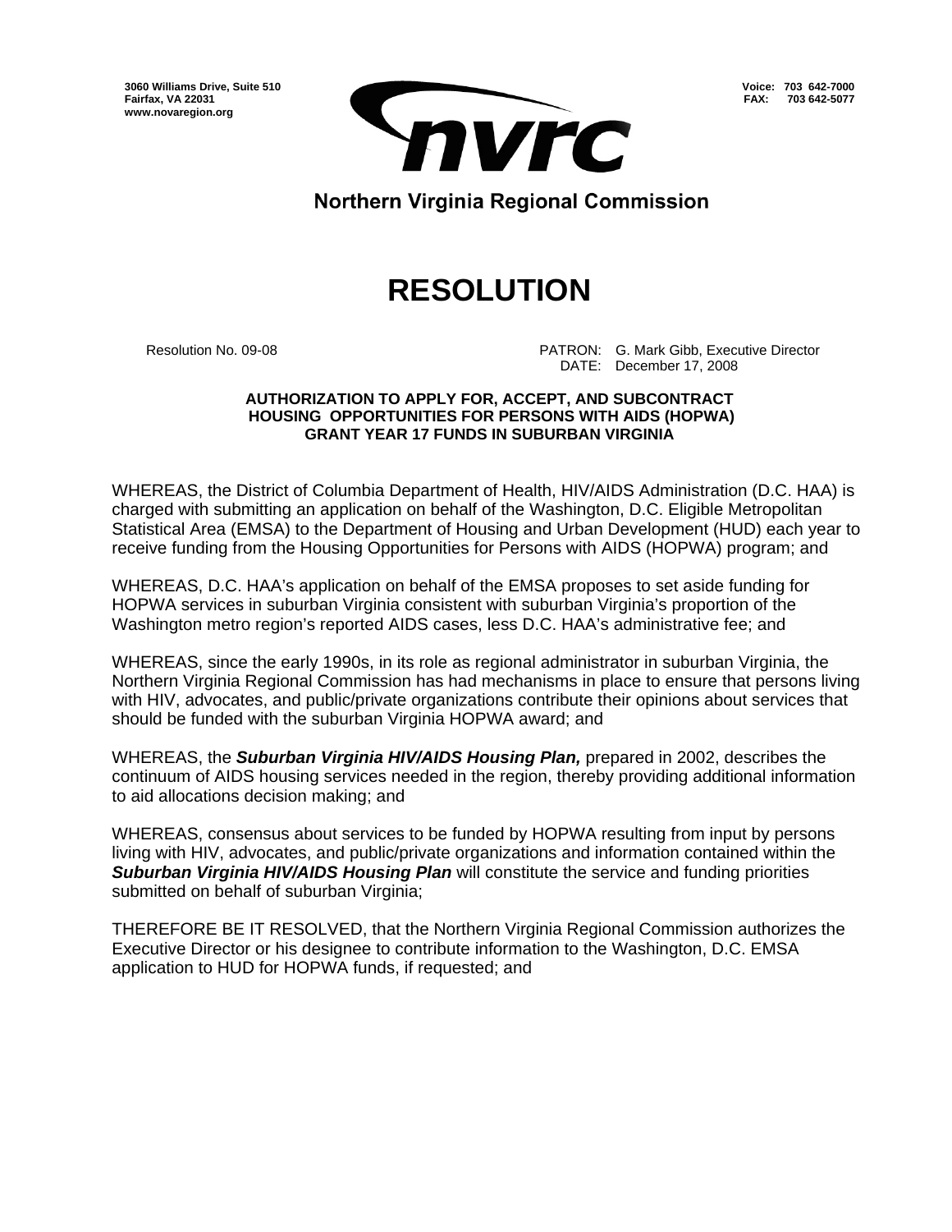3060 Williams Drive, Suite 510
Fairfax, VA 22031
www.novaregion.org

Voice: 703 642-7000
FAX: 703 642-5077

nvrc

Northern Virginia Regional Commission

# RESOLUTION

Resolution No. 09-08

PATRON: G. Mark Gibb, Executive Director
DATE: December 17, 2008

**AUTHORIZATION TO APPLY FOR, ACCEPT, AND SUBCONTRACT HOUSING OPPORTUNITIES FOR PERSONS WITH AIDS (HOPWA) GRANT YEAR 17 FUNDS IN SUBURBAN VIRGINIA**

WHEREAS, the District of Columbia Department of Health, HIV/AIDS Administration (D.C. HAA) is charged with submitting an application on behalf of the Washington, D.C. Eligible Metropolitan Statistical Area (EMSA) to the Department of Housing and Urban Development (HUD) each year to receive funding from the Housing Opportunities for Persons with AIDS (HOPWA) program; and

WHEREAS, D.C. HAA's application on behalf of the EMSA proposes to set aside funding for HOPWA services in suburban Virginia consistent with suburban Virginia's proportion of the Washington metro region's reported AIDS cases, less D.C. HAA's administrative fee; and

WHEREAS, since the early 1990s, in its role as regional administrator in suburban Virginia, the Northern Virginia Regional Commission has had mechanisms in place to ensure that persons living with HIV, advocates, and public/private organizations contribute their opinions about services that should be funded with the suburban Virginia HOPWA award; and

WHEREAS, the ***Suburban Virginia HIV/AIDS Housing Plan,*** prepared in 2002, describes the continuum of AIDS housing services needed in the region, thereby providing additional information to aid allocations decision making; and

WHEREAS, consensus about services to be funded by HOPWA resulting from input by persons living with HIV, advocates, and public/private organizations and information contained within the ***Suburban Virginia HIV/AIDS Housing Plan*** will constitute the service and funding priorities submitted on behalf of suburban Virginia;

THEREFORE BE IT RESOLVED, that the Northern Virginia Regional Commission authorizes the Executive Director or his designee to contribute information to the Washington, D.C. EMSA application to HUD for HOPWA funds, if requested; and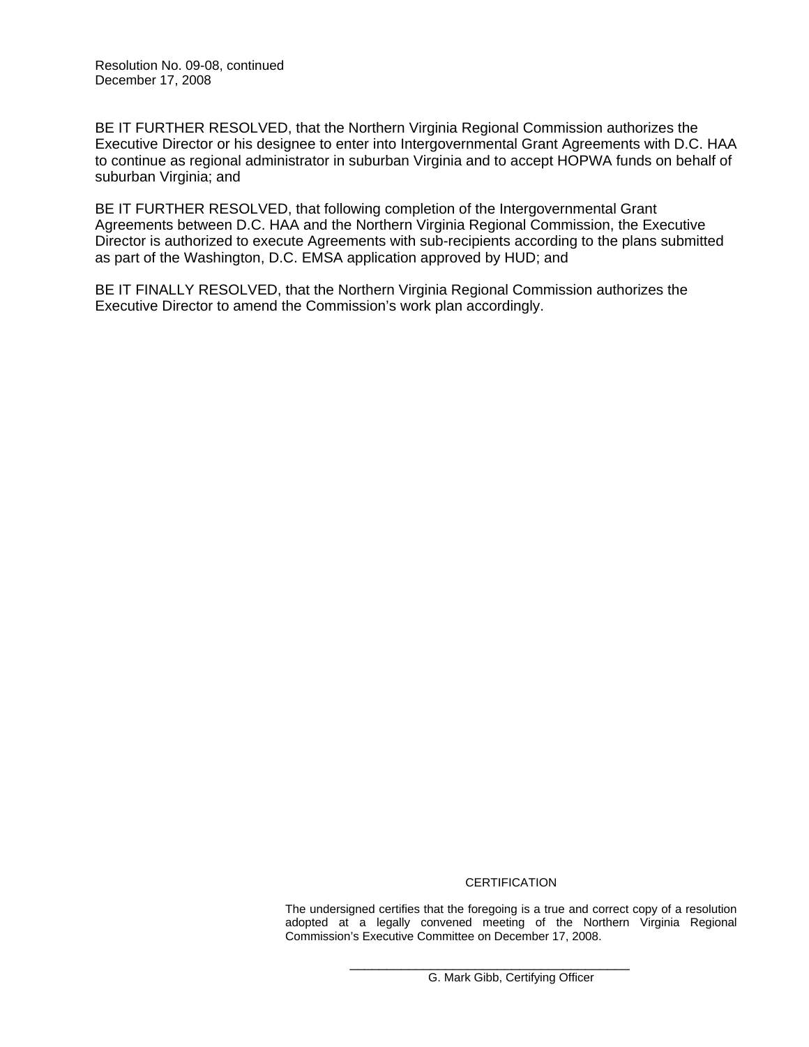Resolution No. 09-08, continued
December 17, 2008

BE IT FURTHER RESOLVED, that the Northern Virginia Regional Commission authorizes the Executive Director or his designee to enter into Intergovernmental Grant Agreements with D.C. HAA to continue as regional administrator in suburban Virginia and to accept HOPWA funds on behalf of suburban Virginia; and

BE IT FURTHER RESOLVED, that following completion of the Intergovernmental Grant Agreements between D.C. HAA and the Northern Virginia Regional Commission, the Executive Director is authorized to execute Agreements with sub-recipients according to the plans submitted as part of the Washington, D.C. EMSA application approved by HUD; and

BE IT FINALLY RESOLVED, that the Northern Virginia Regional Commission authorizes the Executive Director to amend the Commission's work plan accordingly.

CERTIFICATION

The undersigned certifies that the foregoing is a true and correct copy of a resolution adopted at a legally convened meeting of the Northern Virginia Regional Commission's Executive Committee on December 17, 2008.

\_\_\_\_\_\_\_\_\_\_\_\_\_\_\_\_\_\_\_\_\_\_\_\_\_\_\_\_\_\_\_\_\_\_\_\_\_\_\_\_

G. Mark Gibb, Certifying Officer